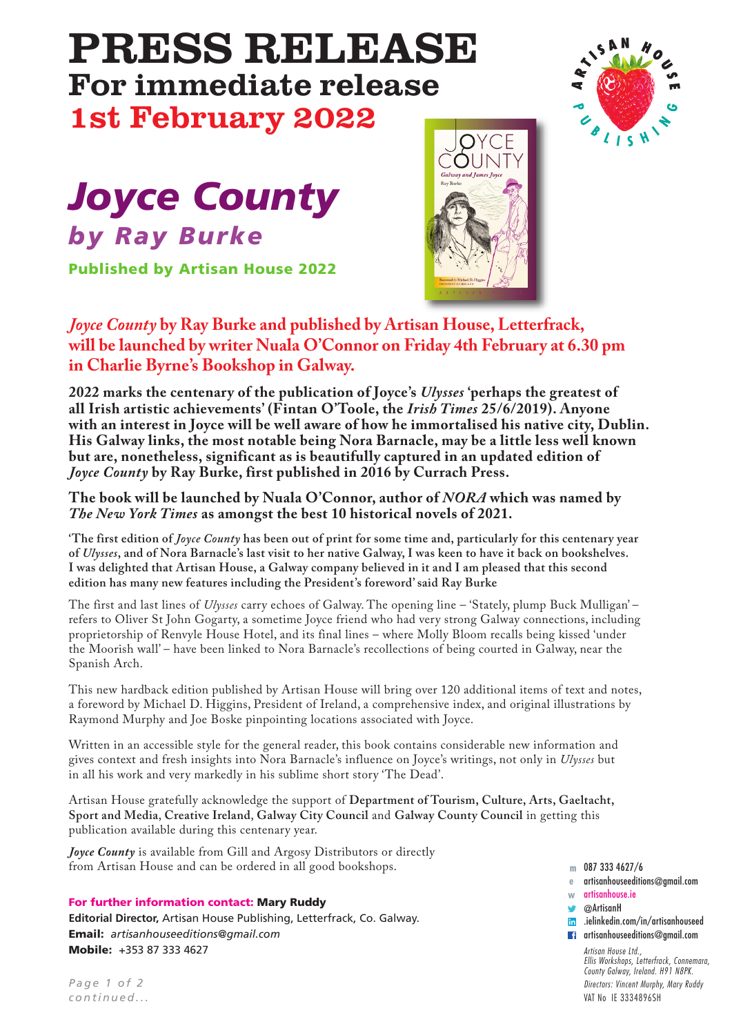# PRESS RELEASE

## For immediate release

## 1st February 2022

# *Joyce County*

## *by Ray Burke*

**Published by Artisan House 2022**

***Joyce County* by Ray Burke and published by Artisan House, Letterfrack, will be launched by writer Nuala O'Connor on Friday 4th February at 6.30 pm in Charlie Byrne's Bookshop in Galway.**

**2022 marks the centenary of the publication of Joyce's *Ulysses* 'perhaps the greatest of all Irish artistic achievements' (Fintan O'Toole, the *Irish Times* 25/6/2019). Anyone with an interest in Joyce will be well aware of how he immortalised his native city, Dublin. His Galway links, the most notable being Nora Barnacle, may be a little less well known but are, nonetheless, significant as is beautifully captured in an updated edition of *Joyce County* by Ray Burke, first published in 2016 by Currach Press.**

**The book will be launched by Nuala O'Connor, author of *NORA* which was named by *The New York Times* as amongst the best 10 historical novels of 2021.**

**'The first edition of *Joyce County* has been out of print for some time and, particularly for this centenary year of *Ulysses*, and of Nora Barnacle's last visit to her native Galway, I was keen to have it back on bookshelves. I was delighted that Artisan House, a Galway company believed in it and I am pleased that this second edition has many new features including the President's foreword' said Ray Burke**

The first and last lines of *Ulysses* carry echoes of Galway. The opening line – 'Stately, plump Buck Mulligan' – refers to Oliver St John Gogarty, a sometime Joyce friend who had very strong Galway connections, including proprietorship of Renvyle House Hotel, and its final lines – where Molly Bloom recalls being kissed 'under the Moorish wall' – have been linked to Nora Barnacle's recollections of being courted in Galway, near the Spanish Arch.

This new hardback edition published by Artisan House will bring over 120 additional items of text and notes, a foreword by Michael D. Higgins, President of Ireland, a comprehensive index, and original illustrations by Raymond Murphy and Joe Boske pinpointing locations associated with Joyce.

Written in an accessible style for the general reader, this book contains considerable new information and gives context and fresh insights into Nora Barnacle's influence on Joyce's writings, not only in *Ulysses* but in all his work and very markedly in his sublime short story 'The Dead'.

Artisan House gratefully acknowledge the support of **Department of Tourism, Culture, Arts, Gaeltacht, Sport and Media**, **Creative Ireland**, **Galway City Council** and **Galway County Council** in getting this publication available during this centenary year.

***Joyce County*** is available from Gill and Argosy Distributors or directly from Artisan House and can be ordered in all good bookshops.

**For further information contact: Mary Ruddy**
**Editorial Director,** Artisan House Publishing, Letterfrack, Co. Galway.
**Email:** *artisanhouseeditions@gmail.com*
**Mobile:** +353 87 333 4627

m 087 333 4627/6
e artisanhouseeditions@gmail.com
w artisanhouse.ie
@ArtisanH
.ielinkedin.com/in/artisanhouseed
artisanhouseeditions@gmail.com

*Artisan House Ltd., Ellis Workshops, Letterfrack, Connemara, County Galway, Ireland. H91 N8PK.*
*Directors: Vincent Murphy, Mary Ruddy*
VAT No IE 3334896SH

*continued...*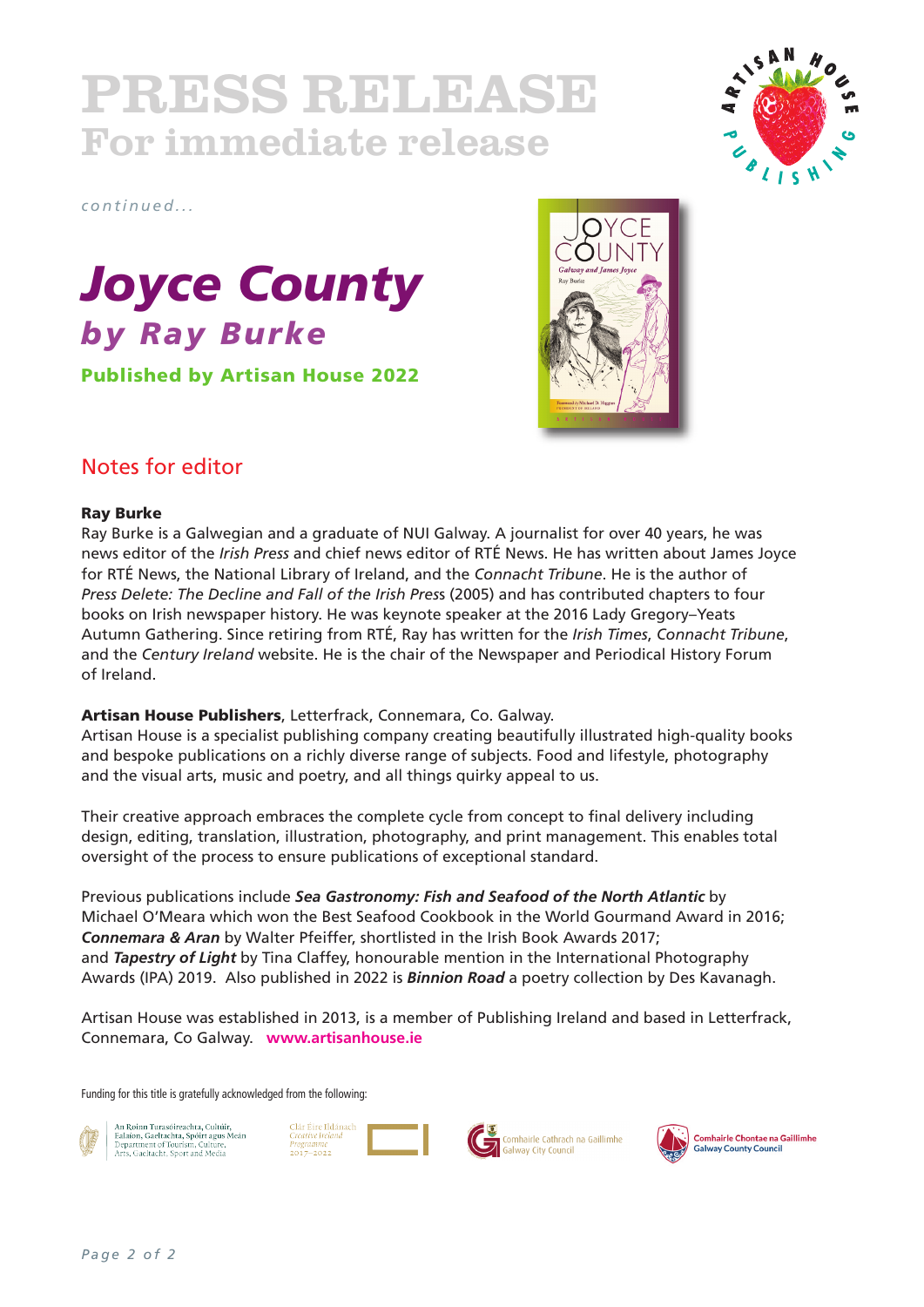# PRESS RELEASE
## For immediate release

*continued...*

# *Joyce County*
## *by Ray Burke*

**Published by Artisan House 2022**

## Notes for editor

**Ray Burke**

Ray Burke is a Galwegian and a graduate of NUI Galway. A journalist for over 40 years, he was news editor of the *Irish Press* and chief news editor of RTÉ News. He has written about James Joyce for RTÉ News, the National Library of Ireland, and the *Connacht Tribune*. He is the author of *Press Delete: The Decline and Fall of the Irish Press* (2005) and has contributed chapters to four books on Irish newspaper history. He was keynote speaker at the 2016 Lady Gregory–Yeats Autumn Gathering. Since retiring from RTÉ, Ray has written for the *Irish Times*, *Connacht Tribune*, and the *Century Ireland* website. He is the chair of the Newspaper and Periodical History Forum of Ireland.

**Artisan House Publishers**, Letterfrack, Connemara, Co. Galway.
Artisan House is a specialist publishing company creating beautifully illustrated high-quality books and bespoke publications on a richly diverse range of subjects. Food and lifestyle, photography and the visual arts, music and poetry, and all things quirky appeal to us.

Their creative approach embraces the complete cycle from concept to final delivery including design, editing, translation, illustration, photography, and print management. This enables total oversight of the process to ensure publications of exceptional standard.

Previous publications include ***Sea Gastronomy: Fish and Seafood of the North Atlantic*** by Michael O'Meara which won the Best Seafood Cookbook in the World Gourmand Award in 2016; ***Connemara & Aran*** by Walter Pfeiffer, shortlisted in the Irish Book Awards 2017; and ***Tapestry of Light*** by Tina Claffey, honourable mention in the International Photography Awards (IPA) 2019. Also published in 2022 is ***Binnion Road*** a poetry collection by Des Kavanagh.

Artisan House was established in 2013, is a member of Publishing Ireland and based in Letterfrack, Connemara, Co Galway. **www.artisanhouse.ie**

Funding for this title is gratefully acknowledged from the following:

An Roinn Turasóireachta, Cultúir, Ealaíon, Gaeltachta, Spóirt agus Meán
Department of Tourism, Culture, Arts, Gaeltacht, Sport and Media

Clár Éire Ildánach
Creative Ireland Programme
2017–2022

Comhairle Cathrach na Gaillimhe
Galway City Council

Comhairle Chontae na Gaillimhe
Galway County Council